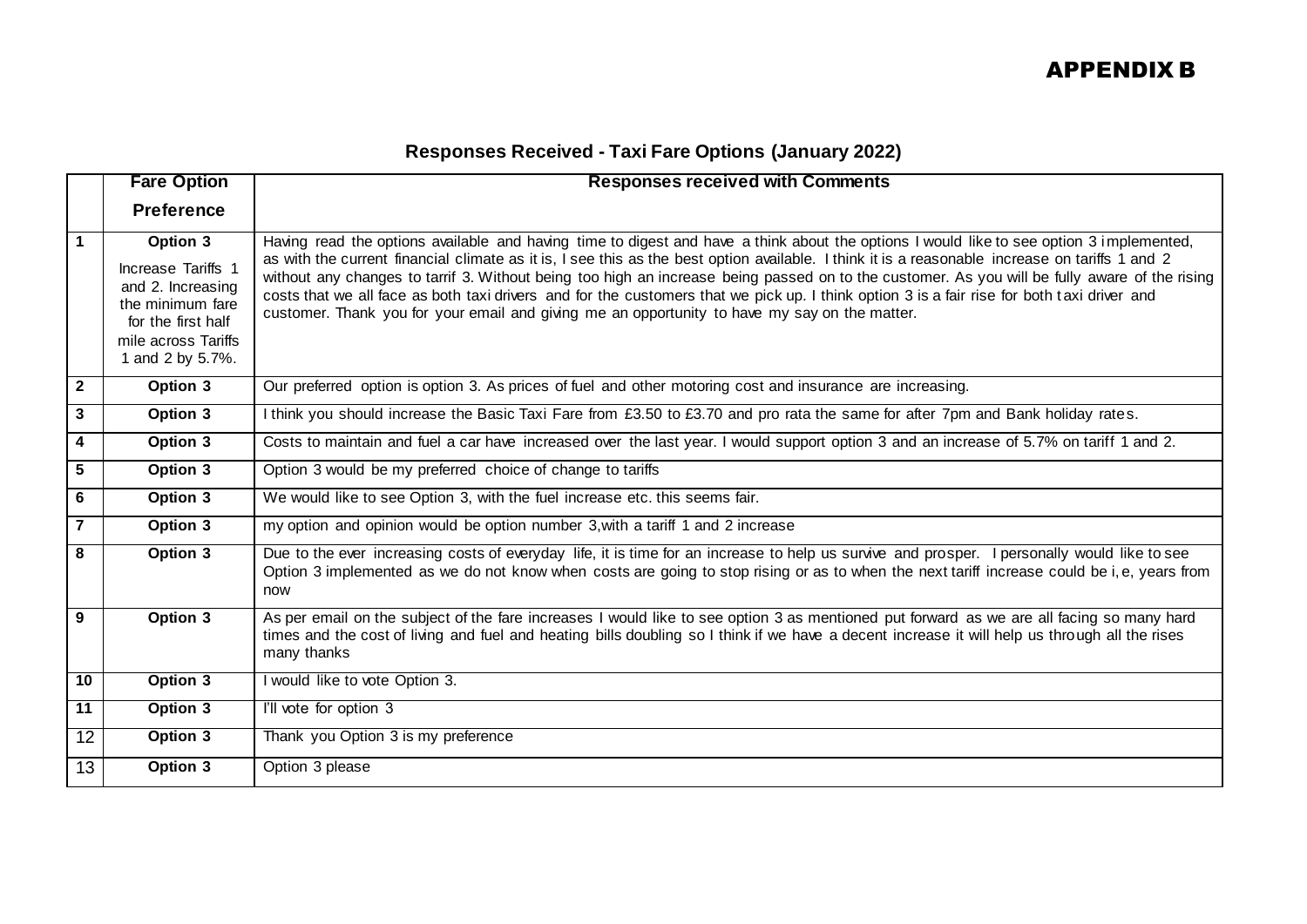# APPENDIX B

## Responses Received - Taxi Fare Options (January 2022)

| | Fare Option Preference | Responses received with Comments |
|---|---|---|
| 1 | **Option 3** Increase Tariffs 1 and 2. Increasing the minimum fare for the first half mile across Tariffs 1 and 2 by 5.7%. | Having read the options available and having time to digest and have a think about the options I would like to see option 3 implemented, as with the current financial climate as it is, I see this as the best option available. I think it is a reasonable increase on tariffs 1 and 2 without any changes to tarrif 3. Without being too high an increase being passed on to the customer. As you will be fully aware of the rising costs that we all face as both taxi drivers and for the customers that we pick up. I think option 3 is a fair rise for both taxi driver and customer. Thank you for your email and giving me an opportunity to have my say on the matter. |
| 2 | **Option 3** | Our preferred option is option 3. As prices of fuel and other motoring cost and insurance are increasing. |
| 3 | **Option 3** | I think you should increase the Basic Taxi Fare from £3.50 to £3.70 and pro rata the same for after 7pm and Bank holiday rates. |
| 4 | **Option 3** | Costs to maintain and fuel a car have increased over the last year. I would support option 3 and an increase of 5.7% on tariff 1 and 2. |
| 5 | **Option 3** | Option 3 would be my preferred choice of change to tariffs |
| 6 | **Option 3** | We would like to see Option 3, with the fuel increase etc. this seems fair. |
| 7 | **Option 3** | my option and opinion would be option number 3,with a tariff 1 and 2 increase |
| 8 | **Option 3** | Due to the ever increasing costs of everyday life, it is time for an increase to help us survive and prosper. I personally would like to see Option 3 implemented as we do not know when costs are going to stop rising or as to when the next tariff increase could be i, e, years from now |
| 9 | **Option 3** | As per email on the subject of the fare increases I would like to see option 3 as mentioned put forward as we are all facing so many hard times and the cost of living and fuel and heating bills doubling so I think if we have a decent increase it will help us through all the rises many thanks |
| 10 | **Option 3** | I would like to vote Option 3. |
| 11 | **Option 3** | I'll vote for option 3 |
| 12 | **Option 3** | Thank you Option 3 is my preference |
| 13 | **Option 3** | Option 3 please |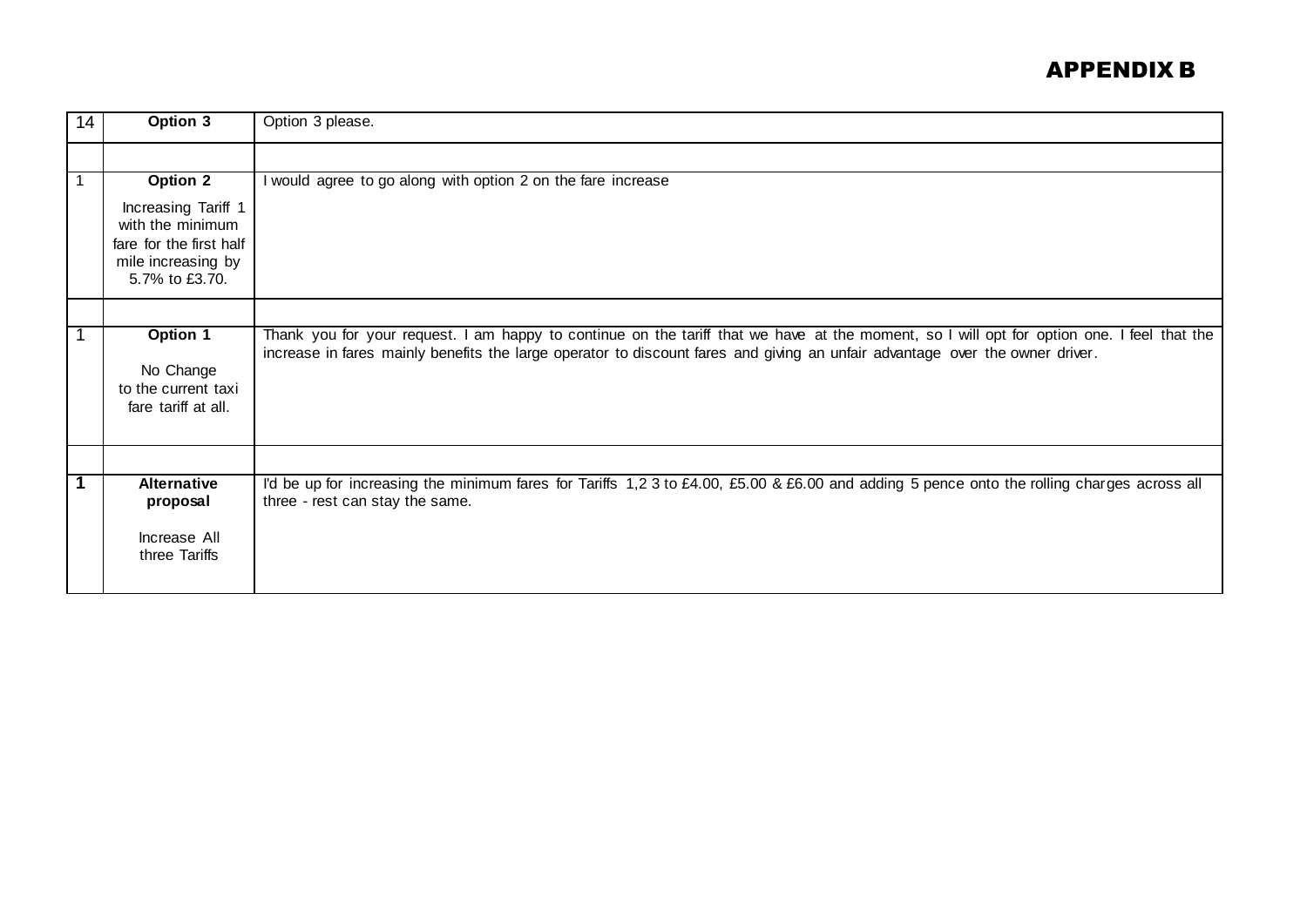# APPENDIX B

| | | |
|---|---|---|
| 14 | **Option 3** | Option 3 please. |
| | | |
| 1 | **Option 2**<br><br>Increasing Tariff 1 with the minimum fare for the first half mile increasing by 5.7% to £3.70. | I would agree to go along with option 2 on the fare increase |
| | | |
| 1 | **Option 1**<br><br>No Change to the current taxi fare tariff at all. | Thank you for your request. I am happy to continue on the tariff that we have at the moment, so I will opt for option one. I feel that the increase in fares mainly benefits the large operator to discount fares and giving an unfair advantage over the owner driver. |
| | | |
| **1** | **Alternative proposal**<br><br>Increase All three Tariffs | I'd be up for increasing the minimum fares for Tariffs 1,2 3 to £4.00, £5.00 & £6.00 and adding 5 pence onto the rolling charges across all three - rest can stay the same. |